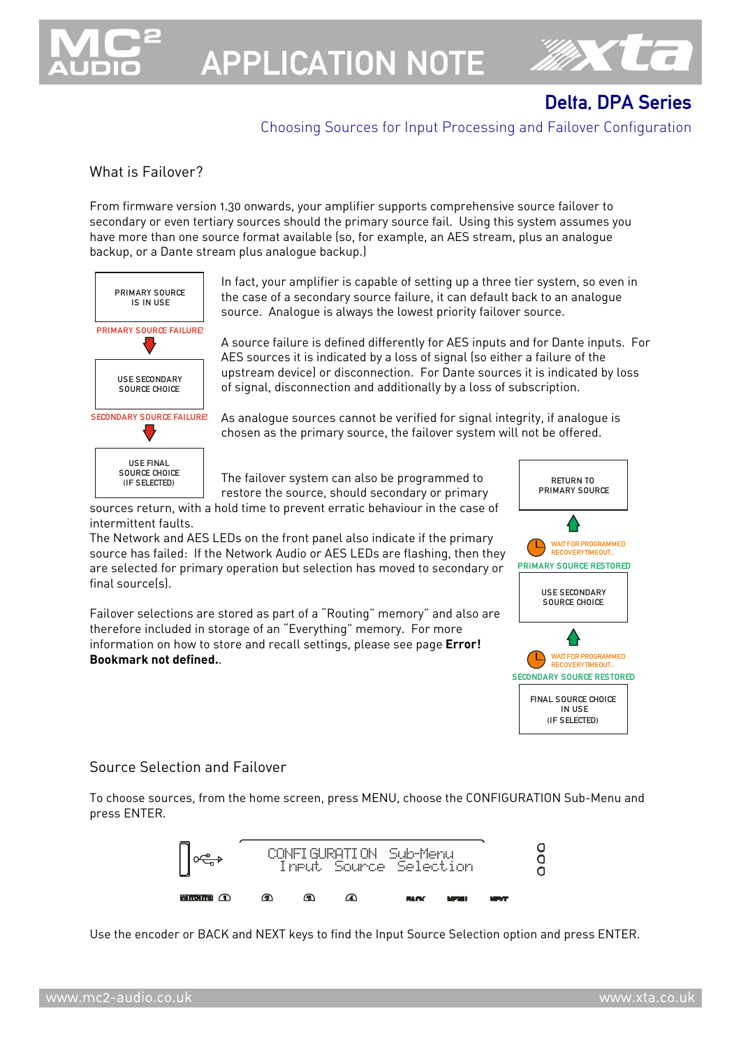# APPLICATION NOTE

## Delta, DPA Series

Choosing Sources for Input Processing and Failover Configuration

### What is Failover?

From firmware version 1.30 onwards, your amplifier supports comprehensive source failover to secondary or even tertiary sources should the primary source fail. Using this system assumes you have more than one source format available (so, for example, an AES stream, plus an analogue backup, or a Dante stream plus analogue backup.)

PRIMARY SOURCE IS IN USE

PRIMARY SOURCE FAILURE!

USE SECONDARY SOURCE CHOICE

SECONDARY SOURCE FAILURE!

USE FINAL SOURCE CHOICE (IF SELECTED)

In fact, your amplifier is capable of setting up a three tier system, so even in the case of a secondary source failure, it can default back to an analogue source. Analogue is always the lowest priority failover source.

A source failure is defined differently for AES inputs and for Dante inputs. For AES sources it is indicated by a loss of signal (so either a failure of the upstream device) or disconnection. For Dante sources it is indicated by loss of signal, disconnection and additionally by a loss of subscription.

As analogue sources cannot be verified for signal integrity, if analogue is chosen as the primary source, the failover system will not be offered.

The failover system can also be programmed to restore the source, should secondary or primary sources return, with a hold time to prevent erratic behaviour in the case of intermittent faults.

The Network and AES LEDs on the front panel also indicate if the primary source has failed: If the Network Audio or AES LEDs are flashing, then they are selected for primary operation but selection has moved to secondary or final source(s).

Failover selections are stored as part of a "Routing" memory" and also are therefore included in storage of an "Everything" memory. For more information on how to store and recall settings, please see page **Error! Bookmark not defined.**.

RETURN TO PRIMARY SOURCE

WAIT FOR PROGRAMMED RECOVERY TIMEOUT...

PRIMARY SOURCE RESTORED

USE SECONDARY SOURCE CHOICE

WAIT FOR PROGRAMMED RECOVERY TIMEOUT...

SECONDARY SOURCE RESTORED

FINAL SOURCE CHOICE IN USE (IF SELECTED)

### Source Selection and Failover

To choose sources, from the home screen, press MENU, choose the CONFIGURATION Sub-Menu and press ENTER.

```
CONFIGURATION Sub-Menu
  Input Source Selection
```

Use the encoder or BACK and NEXT keys to find the Input Source Selection option and press ENTER.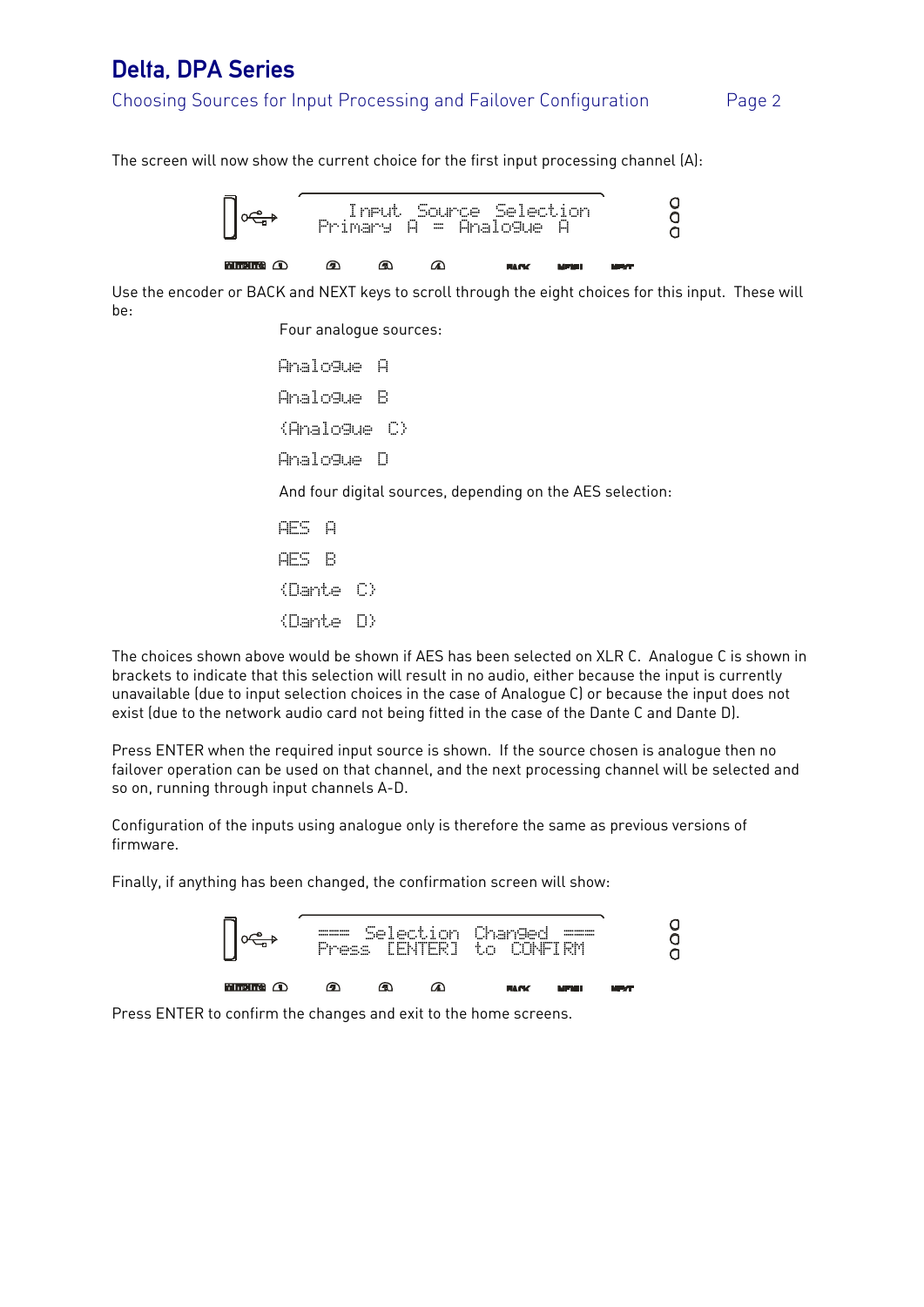The screen will now show the current choice for the first input processing channel (A):

```
   Input Source Selection
Primary A = Analogue A
```

Use the encoder or BACK and NEXT keys to scroll through the eight choices for this input. These will be:

Four analogue sources:

Analogue A

Analogue B

{Analogue C}

Analogue D

And four digital sources, depending on the AES selection:

AES A

AES B

{Dante C}

{Dante D}

The choices shown above would be shown if AES has been selected on XLR C. Analogue C is shown in brackets to indicate that this selection will result in no audio, either because the input is currently unavailable (due to input selection choices in the case of Analogue C) or because the input does not exist (due to the network audio card not being fitted in the case of the Dante C and Dante D).

Press ENTER when the required input source is shown. If the source chosen is analogue then no failover operation can be used on that channel, and the next processing channel will be selected and so on, running through input channels A-D.

Configuration of the inputs using analogue only is therefore the same as previous versions of firmware.

Finally, if anything has been changed, the confirmation screen will show:

```
=== Selection Changed ===
Press [ENTER] to CONFIRM
```

Press ENTER to confirm the changes and exit to the home screens.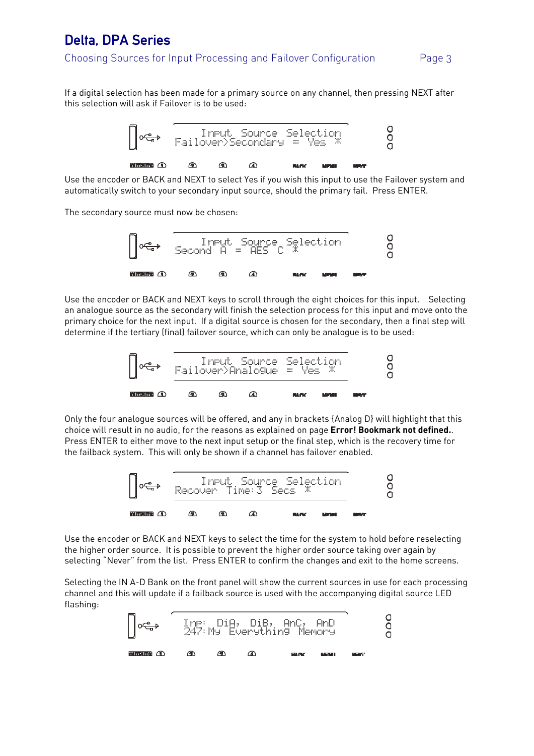If a digital selection has been made for a primary source on any channel, then pressing NEXT after this selection will ask if Failover is to be used:

```
    Input Source Selection
Failover>Secondary = Yes *
```

Use the encoder or BACK and NEXT to select Yes if you wish this input to use the Failover system and automatically switch to your secondary input source, should the primary fail. Press ENTER.

The secondary source must now be chosen:

```
    Input Source Selection
Second A = AES C *
```

Use the encoder or BACK and NEXT keys to scroll through the eight choices for this input. Selecting an analogue source as the secondary will finish the selection process for this input and move onto the primary choice for the next input. If a digital source is chosen for the secondary, then a final step will determine if the tertiary (final) failover source, which can only be analogue is to be used:

```
    Input Source Selection
Failover>Analogue = Yes *
```

Only the four analogue sources will be offered, and any in brackets {Analog D} will highlight that this choice will result in no audio, for the reasons as explained on page **Error! Bookmark not defined.**. Press ENTER to either move to the next input setup or the final step, which is the recovery time for the failback system. This will only be shown if a channel has failover enabled.

```
    Input Source Selection
Recover Time:3 Secs *
```

Use the encoder or BACK and NEXT keys to select the time for the system to hold before reselecting the higher order source. It is possible to prevent the higher order source taking over again by selecting "Never" from the list. Press ENTER to confirm the changes and exit to the home screens.

Selecting the IN A-D Bank on the front panel will show the current sources in use for each processing channel and this will update if a failback source is used with the accompanying digital source LED flashing:

```
Inp: DiA, DiB, AnC, AnD
247:My Everything Memory
```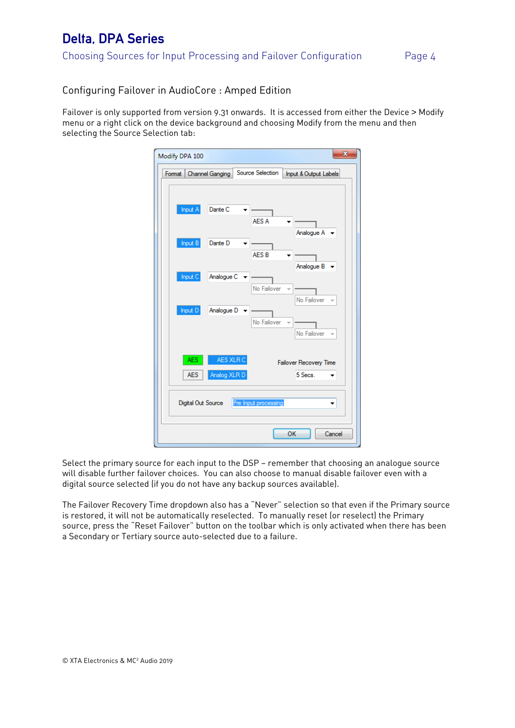## Configuring Failover in AudioCore : Amped Edition

Failover is only supported from version 9.31 onwards. It is accessed from either the Device > Modify menu or a right click on the device background and choosing Modify from the menu and then selecting the Source Selection tab:

Select the primary source for each input to the DSP – remember that choosing an analogue source will disable further failover choices. You can also choose to manual disable failover even with a digital source selected (if you do not have any backup sources available).

The Failover Recovery Time dropdown also has a "Never" selection so that even if the Primary source is restored, it will not be automatically reselected. To manually reset (or reselect) the Primary source, press the "Reset Failover" button on the toolbar which is only activated when there has been a Secondary or Tertiary source auto-selected due to a failure.

© XTA Electronics & MC² Audio 2019